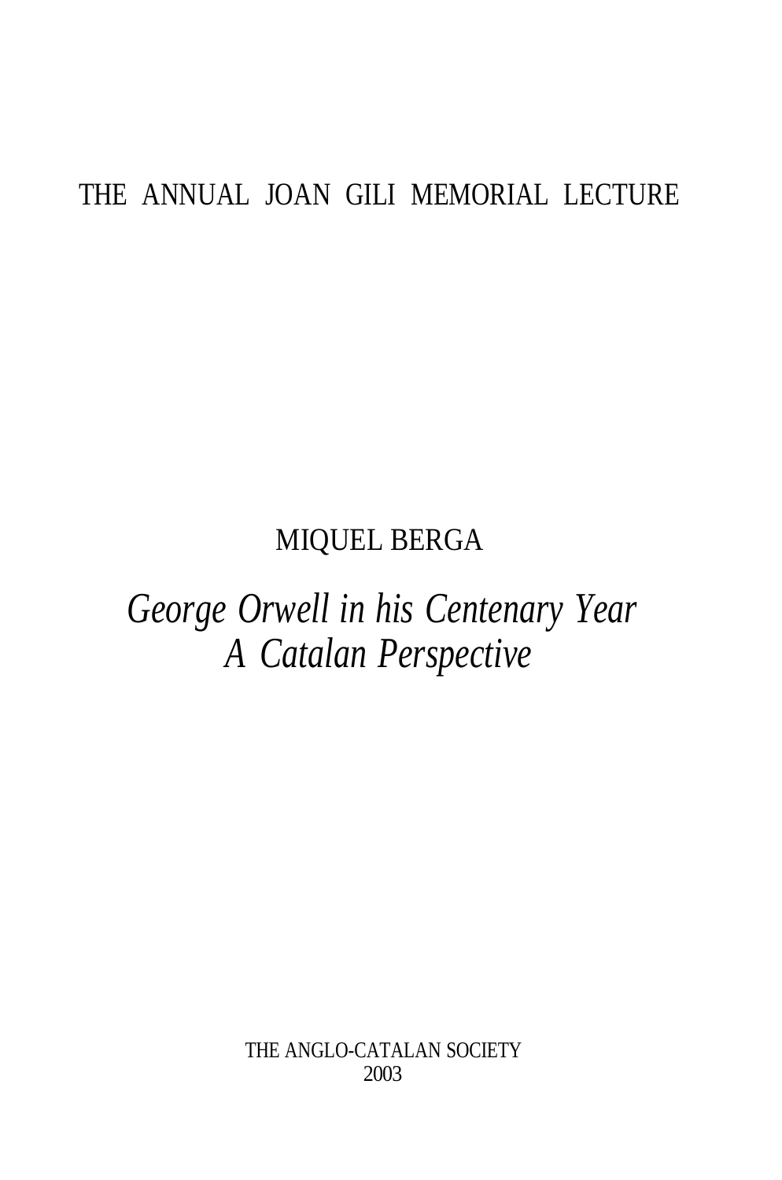THE ANNUAL JOAN GILI MEMORIAL LECTURE

MIQUEL BERGA

# *George Orwell in his Centenary Year*
# *A Catalan Perspective*

THE ANGLO-CATALAN SOCIETY
2003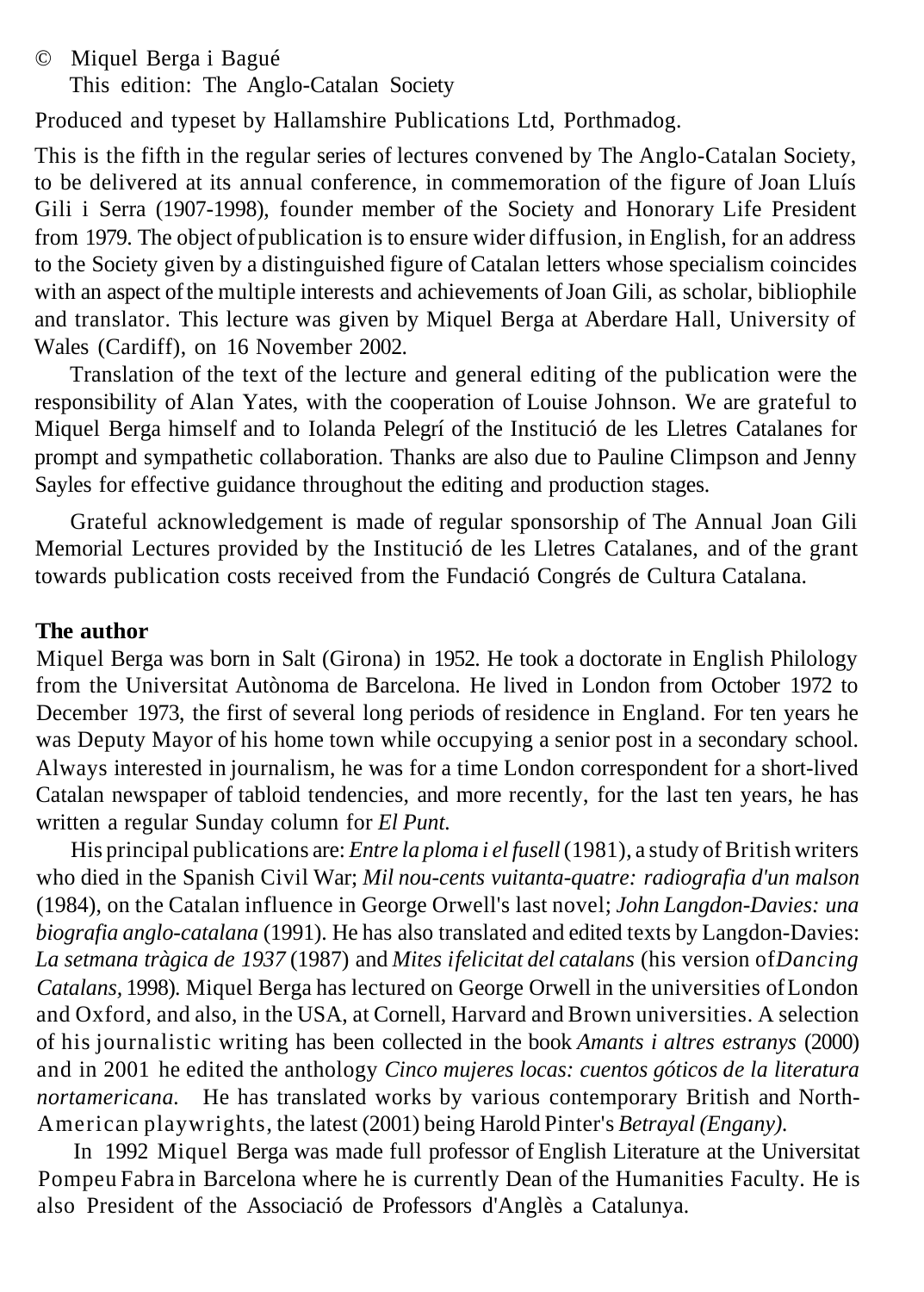© Miquel Berga i Bagué
This edition: The Anglo-Catalan Society

Produced and typeset by Hallamshire Publications Ltd, Porthmadog.

This is the fifth in the regular series of lectures convened by The Anglo-Catalan Society, to be delivered at its annual conference, in commemoration of the figure of Joan Lluís Gili i Serra (1907-1998), founder member of the Society and Honorary Life President from 1979. The object of publication is to ensure wider diffusion, in English, for an address to the Society given by a distinguished figure of Catalan letters whose specialism coincides with an aspect of the multiple interests and achievements of Joan Gili, as scholar, bibliophile and translator. This lecture was given by Miquel Berga at Aberdare Hall, University of Wales (Cardiff), on 16 November 2002.

Translation of the text of the lecture and general editing of the publication were the responsibility of Alan Yates, with the cooperation of Louise Johnson. We are grateful to Miquel Berga himself and to Iolanda Pelegrí of the Institució de les Lletres Catalanes for prompt and sympathetic collaboration. Thanks are also due to Pauline Climpson and Jenny Sayles for effective guidance throughout the editing and production stages.

Grateful acknowledgement is made of regular sponsorship of The Annual Joan Gili Memorial Lectures provided by the Institució de les Lletres Catalanes, and of the grant towards publication costs received from the Fundació Congrés de Cultura Catalana.

**The author**

Miquel Berga was born in Salt (Girona) in 1952. He took a doctorate in English Philology from the Universitat Autònoma de Barcelona. He lived in London from October 1972 to December 1973, the first of several long periods of residence in England. For ten years he was Deputy Mayor of his home town while occupying a senior post in a secondary school. Always interested in journalism, he was for a time London correspondent for a short-lived Catalan newspaper of tabloid tendencies, and more recently, for the last ten years, he has written a regular Sunday column for *El Punt.*

His principal publications are: *Entre la ploma i el fusell* (1981), a study of British writers who died in the Spanish Civil War; *Mil nou-cents vuitanta-quatre: radiografia d'un malson* (1984), on the Catalan influence in George Orwell's last novel; *John Langdon-Davies: una biografia anglo-catalana* (1991). He has also translated and edited texts by Langdon-Davies: *La setmana tràgica de 1937* (1987) and *Mites i felicitat del catalans* (his version of *Dancing Catalans*, 1998). Miquel Berga has lectured on George Orwell in the universities of London and Oxford, and also, in the USA, at Cornell, Harvard and Brown universities. A selection of his journalistic writing has been collected in the book *Amants i altres estranys* (2000) and in 2001 he edited the anthology *Cinco mujeres locas: cuentos góticos de la literatura nortamericana.* He has translated works by various contemporary British and North-American playwrights, the latest (2001) being Harold Pinter's *Betrayal (Engany).*

In 1992 Miquel Berga was made full professor of English Literature at the Universitat Pompeu Fabra in Barcelona where he is currently Dean of the Humanities Faculty. He is also President of the Associació de Professors d'Anglès a Catalunya.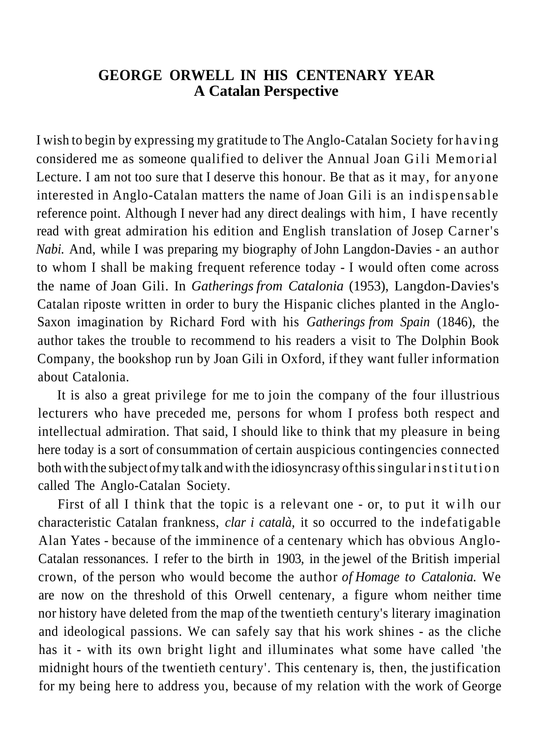# GEORGE ORWELL IN HIS CENTENARY YEAR
## A Catalan Perspective

I wish to begin by expressing my gratitude to The Anglo-Catalan Society for having considered me as someone qualified to deliver the Annual Joan Gili Memorial Lecture. I am not too sure that I deserve this honour. Be that as it may, for anyone interested in Anglo-Catalan matters the name of Joan Gili is an indispensable reference point. Although I never had any direct dealings with him, I have recently read with great admiration his edition and English translation of Josep Carner's *Nabi.* And, while I was preparing my biography of John Langdon-Davies - an author to whom I shall be making frequent reference today - I would often come across the name of Joan Gili. In *Gatherings from Catalonia* (1953), Langdon-Davies's Catalan riposte written in order to bury the Hispanic cliches planted in the Anglo-Saxon imagination by Richard Ford with his *Gatherings from Spain* (1846), the author takes the trouble to recommend to his readers a visit to The Dolphin Book Company, the bookshop run by Joan Gili in Oxford, if they want fuller information about Catalonia.

It is also a great privilege for me to join the company of the four illustrious lecturers who have preceded me, persons for whom I profess both respect and intellectual admiration. That said, I should like to think that my pleasure in being here today is a sort of consummation of certain auspicious contingencies connected both with the subject of my talk and with the idiosyncrasy of this singular institution called The Anglo-Catalan Society.

First of all I think that the topic is a relevant one - or, to put it wilh our characteristic Catalan frankness, *clar i català,* it so occurred to the indefatigable Alan Yates - because of the imminence of a centenary which has obvious Anglo-Catalan ressonances. I refer to the birth in 1903, in the jewel of the British imperial crown, of the person who would become the author *of Homage to Catalonia.* We are now on the threshold of this Orwell centenary, a figure whom neither time nor history have deleted from the map of the twentieth century's literary imagination and ideological passions. We can safely say that his work shines - as the cliche has it - with its own bright light and illuminates what some have called 'the midnight hours of the twentieth century'. This centenary is, then, the justification for my being here to address you, because of my relation with the work of George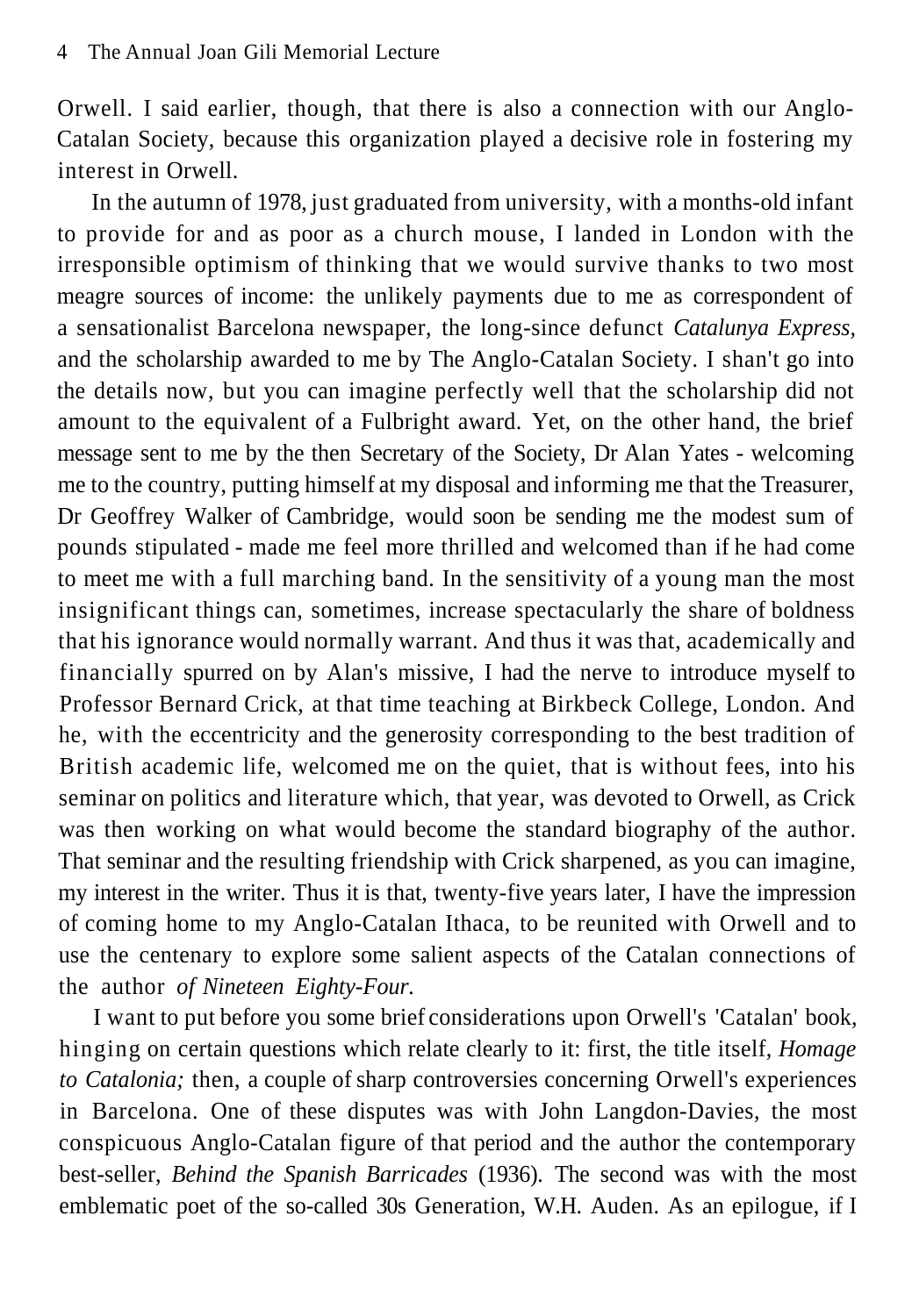Orwell. I said earlier, though, that there is also a connection with our Anglo-Catalan Society, because this organization played a decisive role in fostering my interest in Orwell.

In the autumn of 1978, just graduated from university, with a months-old infant to provide for and as poor as a church mouse, I landed in London with the irresponsible optimism of thinking that we would survive thanks to two most meagre sources of income: the unlikely payments due to me as correspondent of a sensationalist Barcelona newspaper, the long-since defunct *Catalunya Express*, and the scholarship awarded to me by The Anglo-Catalan Society. I shan't go into the details now, but you can imagine perfectly well that the scholarship did not amount to the equivalent of a Fulbright award. Yet, on the other hand, the brief message sent to me by the then Secretary of the Society, Dr Alan Yates - welcoming me to the country, putting himself at my disposal and informing me that the Treasurer, Dr Geoffrey Walker of Cambridge, would soon be sending me the modest sum of pounds stipulated - made me feel more thrilled and welcomed than if he had come to meet me with a full marching band. In the sensitivity of a young man the most insignificant things can, sometimes, increase spectacularly the share of boldness that his ignorance would normally warrant. And thus it was that, academically and financially spurred on by Alan's missive, I had the nerve to introduce myself to Professor Bernard Crick, at that time teaching at Birkbeck College, London. And he, with the eccentricity and the generosity corresponding to the best tradition of British academic life, welcomed me on the quiet, that is without fees, into his seminar on politics and literature which, that year, was devoted to Orwell, as Crick was then working on what would become the standard biography of the author. That seminar and the resulting friendship with Crick sharpened, as you can imagine, my interest in the writer. Thus it is that, twenty-five years later, I have the impression of coming home to my Anglo-Catalan Ithaca, to be reunited with Orwell and to use the centenary to explore some salient aspects of the Catalan connections of the author *of Nineteen Eighty-Four.*

I want to put before you some brief considerations upon Orwell's 'Catalan' book, hinging on certain questions which relate clearly to it: first, the title itself, *Homage to Catalonia;* then, a couple of sharp controversies concerning Orwell's experiences in Barcelona. One of these disputes was with John Langdon-Davies, the most conspicuous Anglo-Catalan figure of that period and the author the contemporary best-seller, *Behind the Spanish Barricades* (1936). The second was with the most emblematic poet of the so-called 30s Generation, W.H. Auden. As an epilogue, if I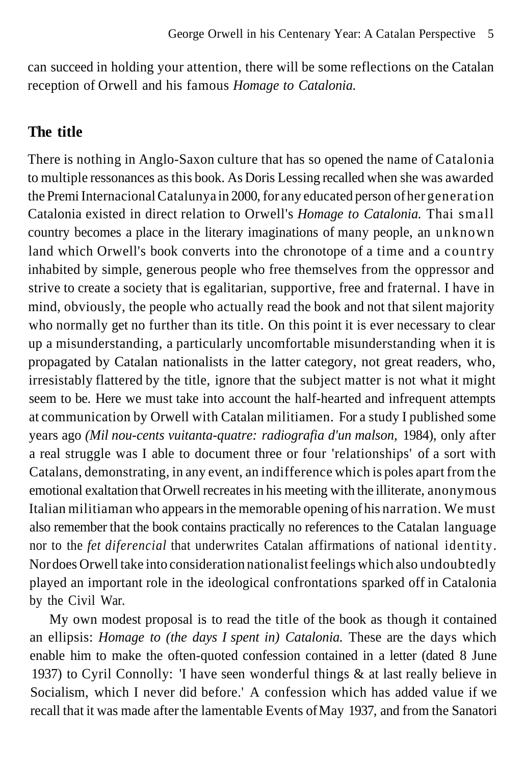can succeed in holding your attention, there will be some reflections on the Catalan reception of Orwell and his famous *Homage to Catalonia.*

## The title

There is nothing in Anglo-Saxon culture that has so opened the name of Catalonia to multiple ressonances as this book. As Doris Lessing recalled when she was awarded the Premi Internacional Catalunya in 2000, for any educated person of her generation Catalonia existed in direct relation to Orwell's *Homage to Catalonia.* Thai small country becomes a place in the literary imaginations of many people, an unknown land which Orwell's book converts into the chronotope of a time and a country inhabited by simple, generous people who free themselves from the oppressor and strive to create a society that is egalitarian, supportive, free and fraternal. I have in mind, obviously, the people who actually read the book and not that silent majority who normally get no further than its title. On this point it is ever necessary to clear up a misunderstanding, a particularly uncomfortable misunderstanding when it is propagated by Catalan nationalists in the latter category, not great readers, who, irresistably flattered by the title, ignore that the subject matter is not what it might seem to be. Here we must take into account the half-hearted and infrequent attempts at communication by Orwell with Catalan militiamen. For a study I published some years ago *(Mil nou-cents vuitanta-quatre: radiografia d'un malson,* 1984), only after a real struggle was I able to document three or four 'relationships' of a sort with Catalans, demonstrating, in any event, an indifference which is poles apart from the emotional exaltation that Orwell recreates in his meeting with the illiterate, anonymous Italian militiaman who appears in the memorable opening of his narration. We must also remember that the book contains practically no references to the Catalan language nor to the *fet diferencial* that underwrites Catalan affirmations of national identity. Nor does Orwell take into consideration nationalist feelings which also undoubtedly played an important role in the ideological confrontations sparked off in Catalonia by the Civil War.

My own modest proposal is to read the title of the book as though it contained an ellipsis: *Homage to (the days I spent in) Catalonia.* These are the days which enable him to make the often-quoted confession contained in a letter (dated 8 June 1937) to Cyril Connolly: 'I have seen wonderful things & at last really believe in Socialism, which I never did before.' A confession which has added value if we recall that it was made after the lamentable Events of May 1937, and from the Sanatori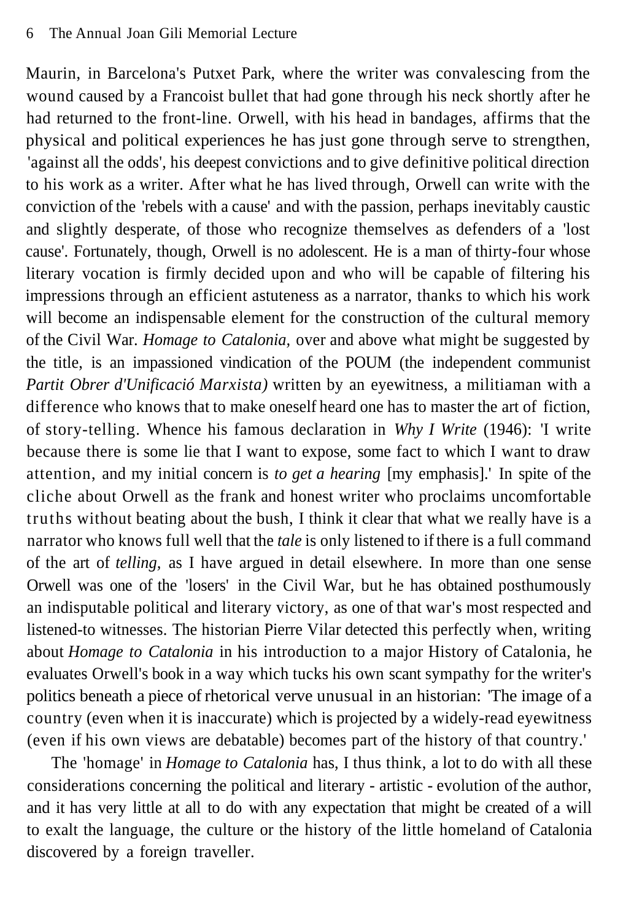Maurin, in Barcelona's Putxet Park, where the writer was convalescing from the wound caused by a Francoist bullet that had gone through his neck shortly after he had returned to the front-line. Orwell, with his head in bandages, affirms that the physical and political experiences he has just gone through serve to strengthen, 'against all the odds', his deepest convictions and to give definitive political direction to his work as a writer. After what he has lived through, Orwell can write with the conviction of the 'rebels with a cause' and with the passion, perhaps inevitably caustic and slightly desperate, of those who recognize themselves as defenders of a 'lost cause'. Fortunately, though, Orwell is no adolescent. He is a man of thirty-four whose literary vocation is firmly decided upon and who will be capable of filtering his impressions through an efficient astuteness as a narrator, thanks to which his work will become an indispensable element for the construction of the cultural memory of the Civil War. *Homage to Catalonia,* over and above what might be suggested by the title, is an impassioned vindication of the POUM (the independent communist *Partit Obrer d'Unificació Marxista)* written by an eyewitness, a militiaman with a difference who knows that to make oneself heard one has to master the art of fiction, of story-telling. Whence his famous declaration in *Why I Write* (1946): 'I write because there is some lie that I want to expose, some fact to which I want to draw attention, and my initial concern is *to get a hearing* [my emphasis].' In spite of the cliche about Orwell as the frank and honest writer who proclaims uncomfortable truths without beating about the bush, I think it clear that what we really have is a narrator who knows full well that the *tale* is only listened to if there is a full command of the art of *telling,* as I have argued in detail elsewhere. In more than one sense Orwell was one of the 'losers' in the Civil War, but he has obtained posthumously an indisputable political and literary victory, as one of that war's most respected and listened-to witnesses. The historian Pierre Vilar detected this perfectly when, writing about *Homage to Catalonia* in his introduction to a major History of Catalonia, he evaluates Orwell's book in a way which tucks his own scant sympathy for the writer's politics beneath a piece of rhetorical verve unusual in an historian: 'The image of a country (even when it is inaccurate) which is projected by a widely-read eyewitness (even if his own views are debatable) becomes part of the history of that country.'

The 'homage' in *Homage to Catalonia* has, I thus think, a lot to do with all these considerations concerning the political and literary - artistic - evolution of the author, and it has very little at all to do with any expectation that might be created of a will to exalt the language, the culture or the history of the little homeland of Catalonia discovered by a foreign traveller.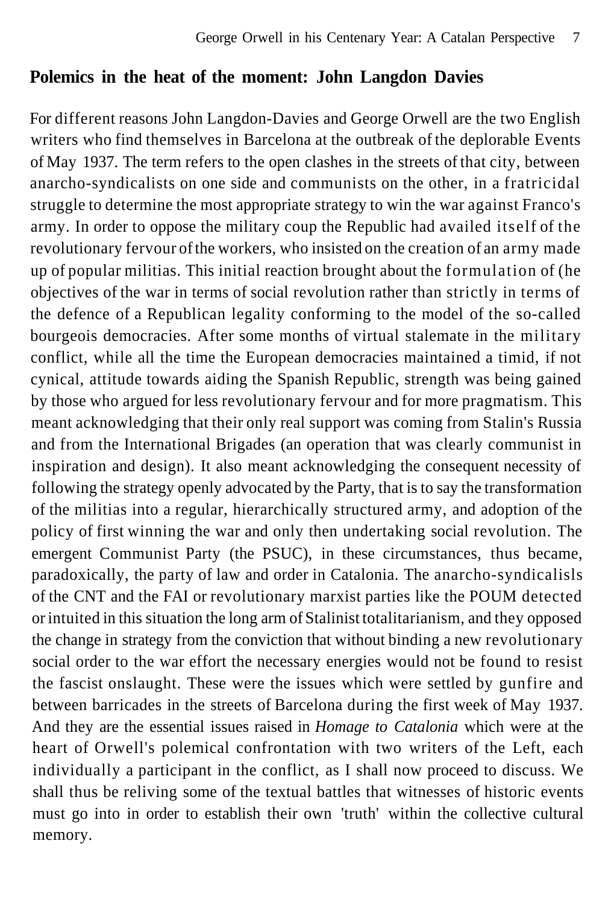## Polemics in the heat of the moment: John Langdon Davies

For different reasons John Langdon-Davies and George Orwell are the two English writers who find themselves in Barcelona at the outbreak of the deplorable Events of May 1937. The term refers to the open clashes in the streets of that city, between anarcho-syndicalists on one side and communists on the other, in a fratricidal struggle to determine the most appropriate strategy to win the war against Franco's army. In order to oppose the military coup the Republic had availed itself of the revolutionary fervour of the workers, who insisted on the creation of an army made up of popular militias. This initial reaction brought about the formulation of (he objectives of the war in terms of social revolution rather than strictly in terms of the defence of a Republican legality conforming to the model of the so-called bourgeois democracies. After some months of virtual stalemate in the military conflict, while all the time the European democracies maintained a timid, if not cynical, attitude towards aiding the Spanish Republic, strength was being gained by those who argued for less revolutionary fervour and for more pragmatism. This meant acknowledging that their only real support was coming from Stalin's Russia and from the International Brigades (an operation that was clearly communist in inspiration and design). It also meant acknowledging the consequent necessity of following the strategy openly advocated by the Party, that is to say the transformation of the militias into a regular, hierarchically structured army, and adoption of the policy of first winning the war and only then undertaking social revolution. The emergent Communist Party (the PSUC), in these circumstances, thus became, paradoxically, the party of law and order in Catalonia. The anarcho-syndicalisls of the CNT and the FAI or revolutionary marxist parties like the POUM detected or intuited in this situation the long arm of Stalinist totalitarianism, and they opposed the change in strategy from the conviction that without binding a new revolutionary social order to the war effort the necessary energies would not be found to resist the fascist onslaught. These were the issues which were settled by gunfire and between barricades in the streets of Barcelona during the first week of May 1937. And they are the essential issues raised in *Homage to Catalonia* which were at the heart of Orwell's polemical confrontation with two writers of the Left, each individually a participant in the conflict, as I shall now proceed to discuss. We shall thus be reliving some of the textual battles that witnesses of historic events must go into in order to establish their own 'truth' within the collective cultural memory.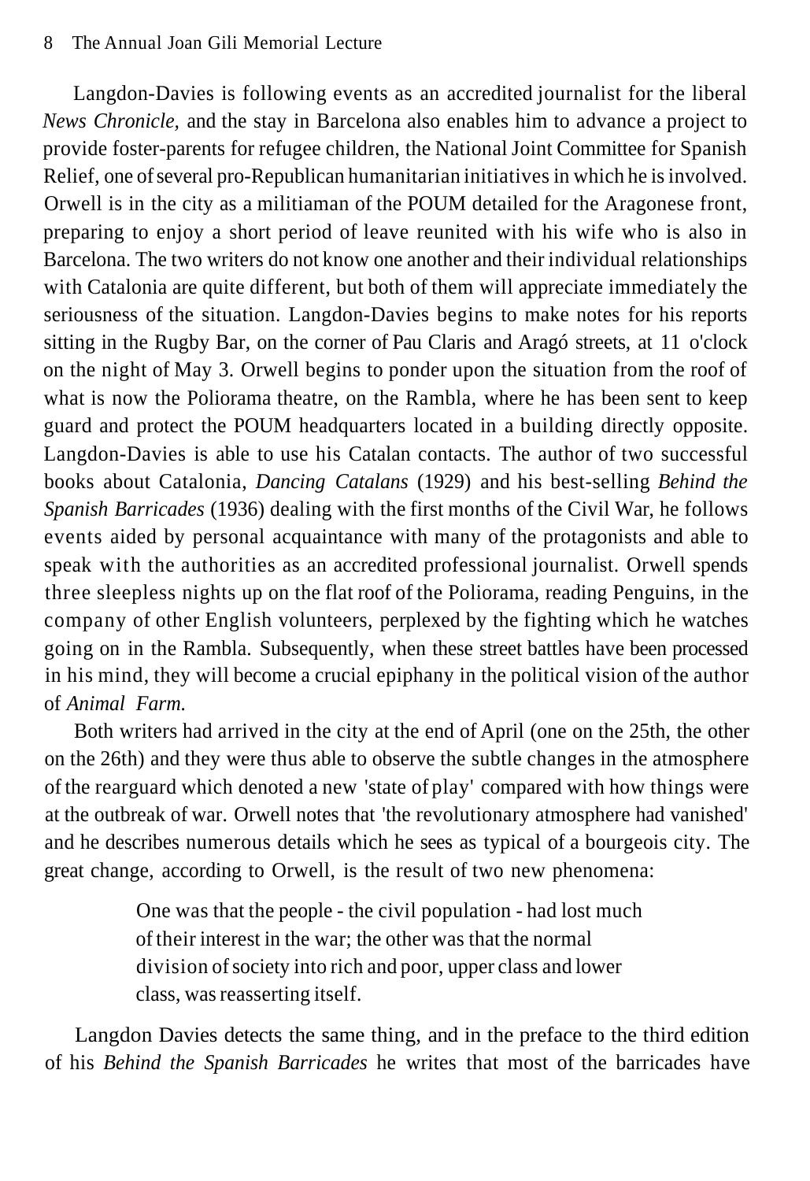Langdon-Davies is following events as an accredited journalist for the liberal *News Chronicle,* and the stay in Barcelona also enables him to advance a project to provide foster-parents for refugee children, the National Joint Committee for Spanish Relief, one of several pro-Republican humanitarian initiatives in which he is involved. Orwell is in the city as a militiaman of the POUM detailed for the Aragonese front, preparing to enjoy a short period of leave reunited with his wife who is also in Barcelona. The two writers do not know one another and their individual relationships with Catalonia are quite different, but both of them will appreciate immediately the seriousness of the situation. Langdon-Davies begins to make notes for his reports sitting in the Rugby Bar, on the corner of Pau Claris and Aragó streets, at 11 o'clock on the night of May 3. Orwell begins to ponder upon the situation from the roof of what is now the Poliorama theatre, on the Rambla, where he has been sent to keep guard and protect the POUM headquarters located in a building directly opposite. Langdon-Davies is able to use his Catalan contacts. The author of two successful books about Catalonia, *Dancing Catalans* (1929) and his best-selling *Behind the Spanish Barricades* (1936) dealing with the first months of the Civil War, he follows events aided by personal acquaintance with many of the protagonists and able to speak with the authorities as an accredited professional journalist. Orwell spends three sleepless nights up on the flat roof of the Poliorama, reading Penguins, in the company of other English volunteers, perplexed by the fighting which he watches going on in the Rambla. Subsequently, when these street battles have been processed in his mind, they will become a crucial epiphany in the political vision of the author of *Animal Farm.*

Both writers had arrived in the city at the end of April (one on the 25th, the other on the 26th) and they were thus able to observe the subtle changes in the atmosphere of the rearguard which denoted a new 'state of play' compared with how things were at the outbreak of war. Orwell notes that 'the revolutionary atmosphere had vanished' and he describes numerous details which he sees as typical of a bourgeois city. The great change, according to Orwell, is the result of two new phenomena:

> One was that the people - the civil population - had lost much of their interest in the war; the other was that the normal division of society into rich and poor, upper class and lower class, was reasserting itself.

Langdon Davies detects the same thing, and in the preface to the third edition of his *Behind the Spanish Barricades* he writes that most of the barricades have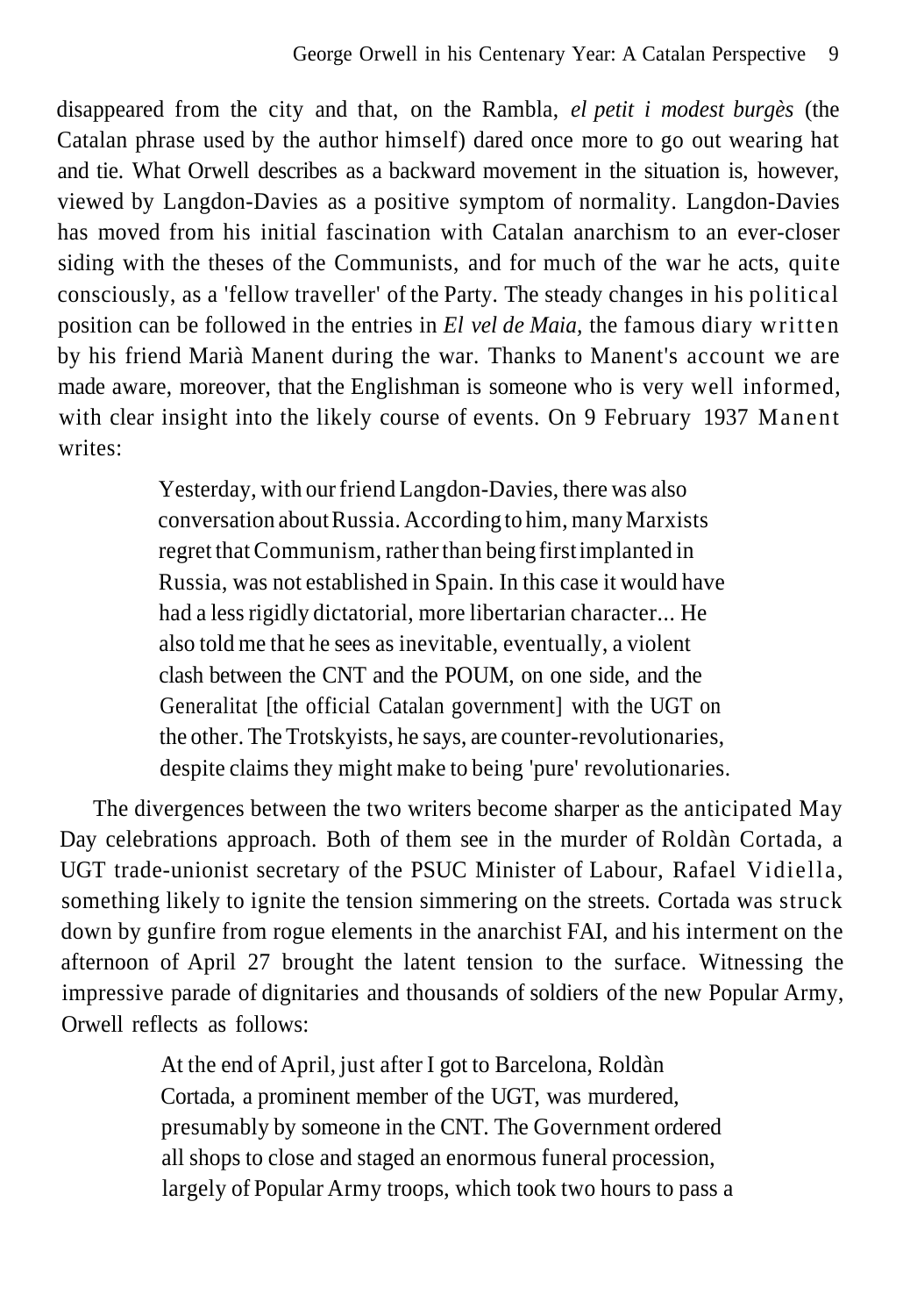disappeared from the city and that, on the Rambla, *el petit i modest burgès* (the Catalan phrase used by the author himself) dared once more to go out wearing hat and tie. What Orwell describes as a backward movement in the situation is, however, viewed by Langdon-Davies as a positive symptom of normality. Langdon-Davies has moved from his initial fascination with Catalan anarchism to an ever-closer siding with the theses of the Communists, and for much of the war he acts, quite consciously, as a 'fellow traveller' of the Party. The steady changes in his political position can be followed in the entries in *El vel de Maia,* the famous diary written by his friend Marià Manent during the war. Thanks to Manent's account we are made aware, moreover, that the Englishman is someone who is very well informed, with clear insight into the likely course of events. On 9 February 1937 Manent writes:

> Yesterday, with our friend Langdon-Davies, there was also conversation about Russia. According to him, many Marxists regret that Communism, rather than being first implanted in Russia, was not established in Spain. In this case it would have had a less rigidly dictatorial, more libertarian character... He also told me that he sees as inevitable, eventually, a violent clash between the CNT and the POUM, on one side, and the Generalitat [the official Catalan government] with the UGT on the other. The Trotskyists, he says, are counter-revolutionaries, despite claims they might make to being 'pure' revolutionaries.

The divergences between the two writers become sharper as the anticipated May Day celebrations approach. Both of them see in the murder of Roldàn Cortada, a UGT trade-unionist secretary of the PSUC Minister of Labour, Rafael Vidiella, something likely to ignite the tension simmering on the streets. Cortada was struck down by gunfire from rogue elements in the anarchist FAI, and his interment on the afternoon of April 27 brought the latent tension to the surface. Witnessing the impressive parade of dignitaries and thousands of soldiers of the new Popular Army, Orwell reflects as follows:

> At the end of April, just after I got to Barcelona, Roldàn Cortada, a prominent member of the UGT, was murdered, presumably by someone in the CNT. The Government ordered all shops to close and staged an enormous funeral procession, largely of Popular Army troops, which took two hours to pass a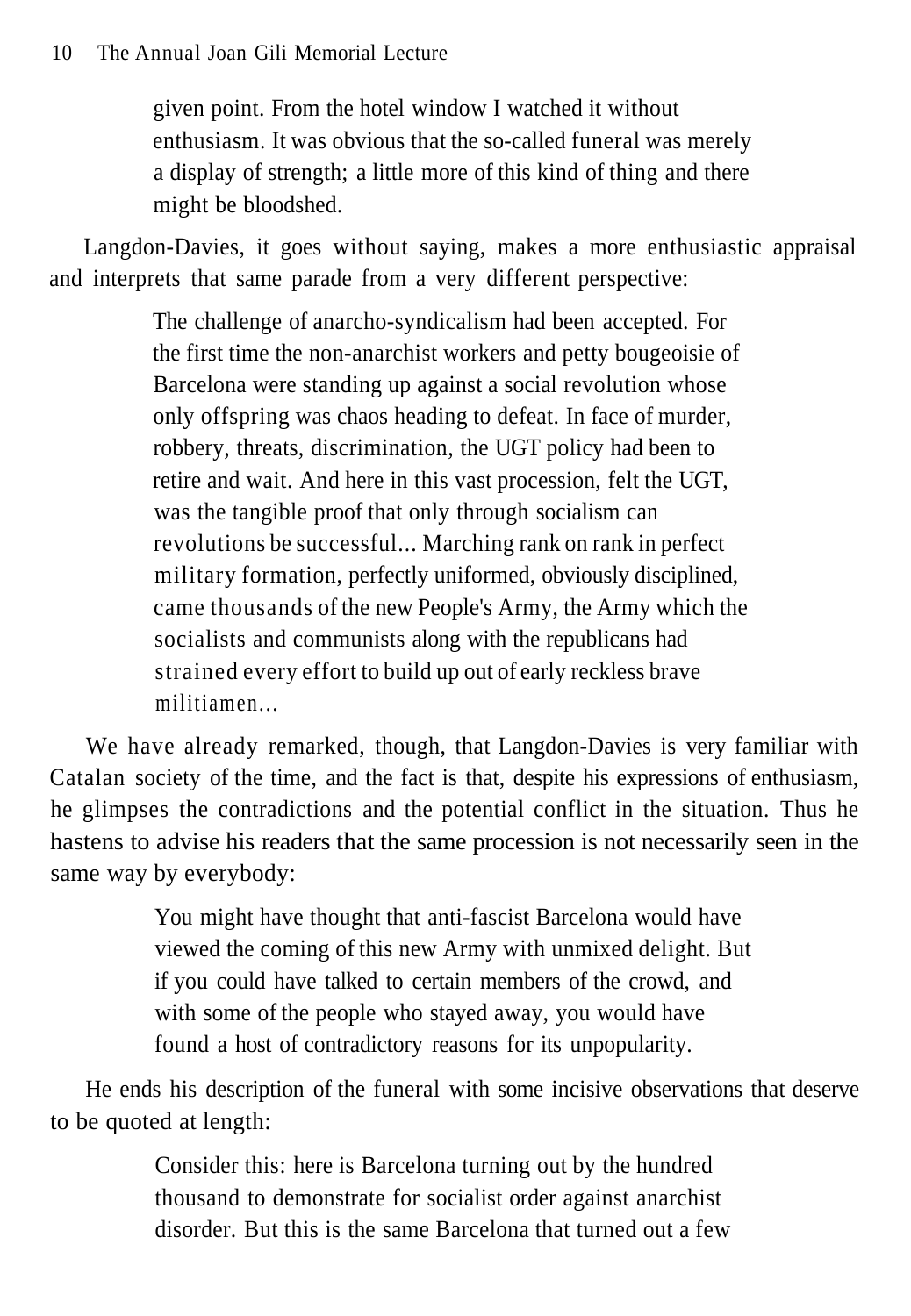> given point. From the hotel window I watched it without enthusiasm. It was obvious that the so-called funeral was merely a display of strength; a little more of this kind of thing and there might be bloodshed.

Langdon-Davies, it goes without saying, makes a more enthusiastic appraisal and interprets that same parade from a very different perspective:

> The challenge of anarcho-syndicalism had been accepted. For the first time the non-anarchist workers and petty bougeoisie of Barcelona were standing up against a social revolution whose only offspring was chaos heading to defeat. In face of murder, robbery, threats, discrimination, the UGT policy had been to retire and wait. And here in this vast procession, felt the UGT, was the tangible proof that only through socialism can revolutions be successful... Marching rank on rank in perfect military formation, perfectly uniformed, obviously disciplined, came thousands of the new People's Army, the Army which the socialists and communists along with the republicans had strained every effort to build up out of early reckless brave militiamen...

We have already remarked, though, that Langdon-Davies is very familiar with Catalan society of the time, and the fact is that, despite his expressions of enthusiasm, he glimpses the contradictions and the potential conflict in the situation. Thus he hastens to advise his readers that the same procession is not necessarily seen in the same way by everybody:

> You might have thought that anti-fascist Barcelona would have viewed the coming of this new Army with unmixed delight. But if you could have talked to certain members of the crowd, and with some of the people who stayed away, you would have found a host of contradictory reasons for its unpopularity.

He ends his description of the funeral with some incisive observations that deserve to be quoted at length:

> Consider this: here is Barcelona turning out by the hundred thousand to demonstrate for socialist order against anarchist disorder. But this is the same Barcelona that turned out a few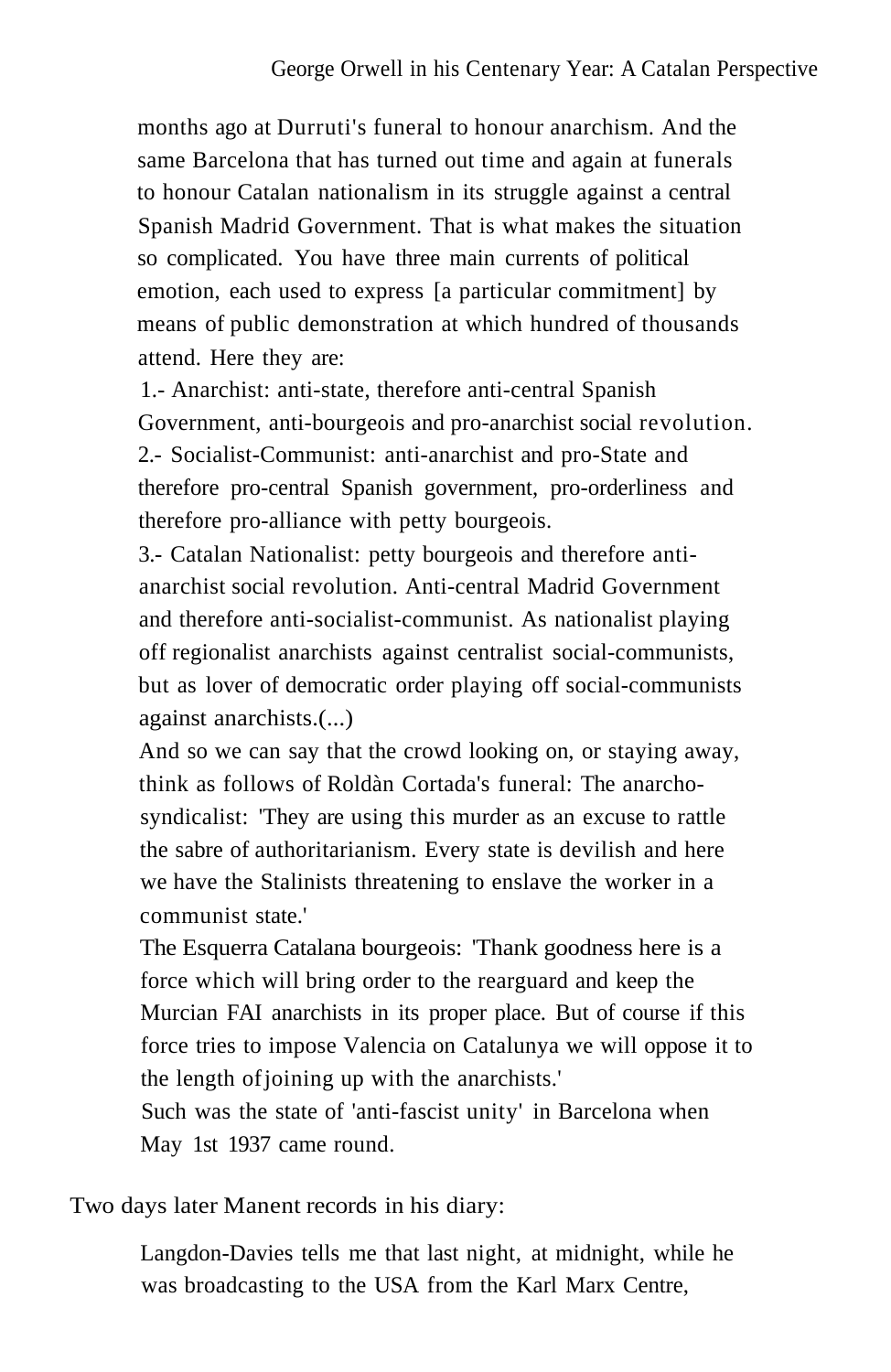> months ago at Durruti's funeral to honour anarchism. And the same Barcelona that has turned out time and again at funerals to honour Catalan nationalism in its struggle against a central Spanish Madrid Government. That is what makes the situation so complicated. You have three main currents of political emotion, each used to express [a particular commitment] by means of public demonstration at which hundred of thousands attend. Here they are:
>
> 1.- Anarchist: anti-state, therefore anti-central Spanish Government, anti-bourgeois and pro-anarchist social revolution.
>
> 2.- Socialist-Communist: anti-anarchist and pro-State and therefore pro-central Spanish government, pro-orderliness and therefore pro-alliance with petty bourgeois.
>
> 3.- Catalan Nationalist: petty bourgeois and therefore anti-anarchist social revolution. Anti-central Madrid Government and therefore anti-socialist-communist. As nationalist playing off regionalist anarchists against centralist social-communists, but as lover of democratic order playing off social-communists against anarchists.(...)
>
> And so we can say that the crowd looking on, or staying away, think as follows of Roldàn Cortada's funeral: The anarcho-syndicalist: 'They are using this murder as an excuse to rattle the sabre of authoritarianism. Every state is devilish and here we have the Stalinists threatening to enslave the worker in a communist state.'
>
> The Esquerra Catalana bourgeois: 'Thank goodness here is a force which will bring order to the rearguard and keep the Murcian FAI anarchists in its proper place. But of course if this force tries to impose Valencia on Catalunya we will oppose it to the length of joining up with the anarchists.'
>
> Such was the state of 'anti-fascist unity' in Barcelona when May 1st 1937 came round.

Two days later Manent records in his diary:

> Langdon-Davies tells me that last night, at midnight, while he was broadcasting to the USA from the Karl Marx Centre,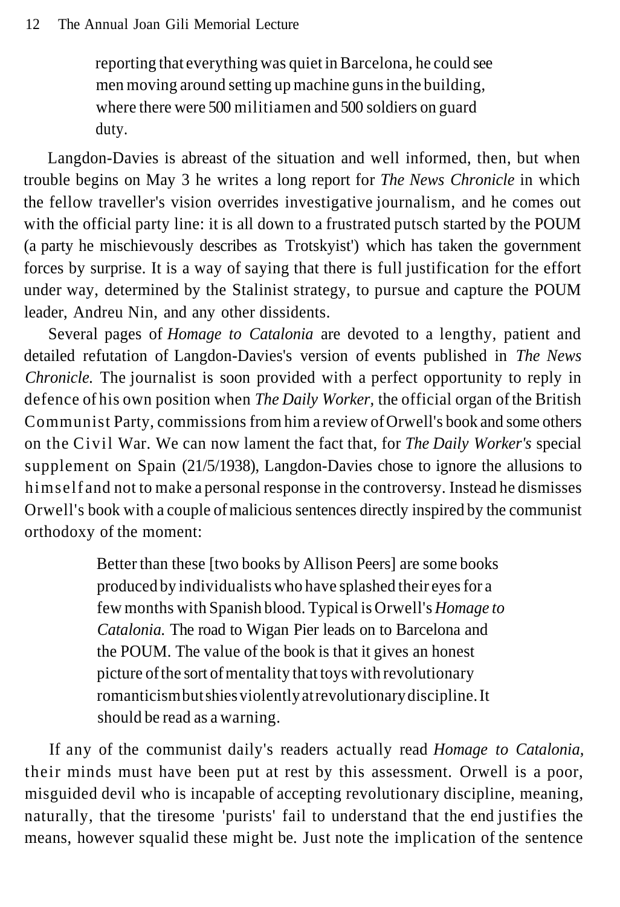> reporting that everything was quiet in Barcelona, he could see men moving around setting up machine guns in the building, where there were 500 militiamen and 500 soldiers on guard duty.

Langdon-Davies is abreast of the situation and well informed, then, but when trouble begins on May 3 he writes a long report for *The News Chronicle* in which the fellow traveller's vision overrides investigative journalism, and he comes out with the official party line: it is all down to a frustrated putsch started by the POUM (a party he mischievously describes as Trotskyist') which has taken the government forces by surprise. It is a way of saying that there is full justification for the effort under way, determined by the Stalinist strategy, to pursue and capture the POUM leader, Andreu Nin, and any other dissidents.

Several pages of *Homage to Catalonia* are devoted to a lengthy, patient and detailed refutation of Langdon-Davies's version of events published in *The News Chronicle.* The journalist is soon provided with a perfect opportunity to reply in defence of his own position when *The Daily Worker,* the official organ of the British Communist Party, commissions from him a review of Orwell's book and some others on the Civil War. We can now lament the fact that, for *The Daily Worker's* special supplement on Spain (21/5/1938), Langdon-Davies chose to ignore the allusions to himself and not to make a personal response in the controversy. Instead he dismisses Orwell's book with a couple of malicious sentences directly inspired by the communist orthodoxy of the moment:

> Better than these [two books by Allison Peers] are some books produced by individualists who have splashed their eyes for a few months with Spanish blood. Typical is Orwell's *Homage to Catalonia.* The road to Wigan Pier leads on to Barcelona and the POUM. The value of the book is that it gives an honest picture of the sort of mentality that toys with revolutionary romanticism but shies violently at revolutionary discipline. It should be read as a warning.

If any of the communist daily's readers actually read *Homage to Catalonia,* their minds must have been put at rest by this assessment. Orwell is a poor, misguided devil who is incapable of accepting revolutionary discipline, meaning, naturally, that the tiresome 'purists' fail to understand that the end justifies the means, however squalid these might be. Just note the implication of the sentence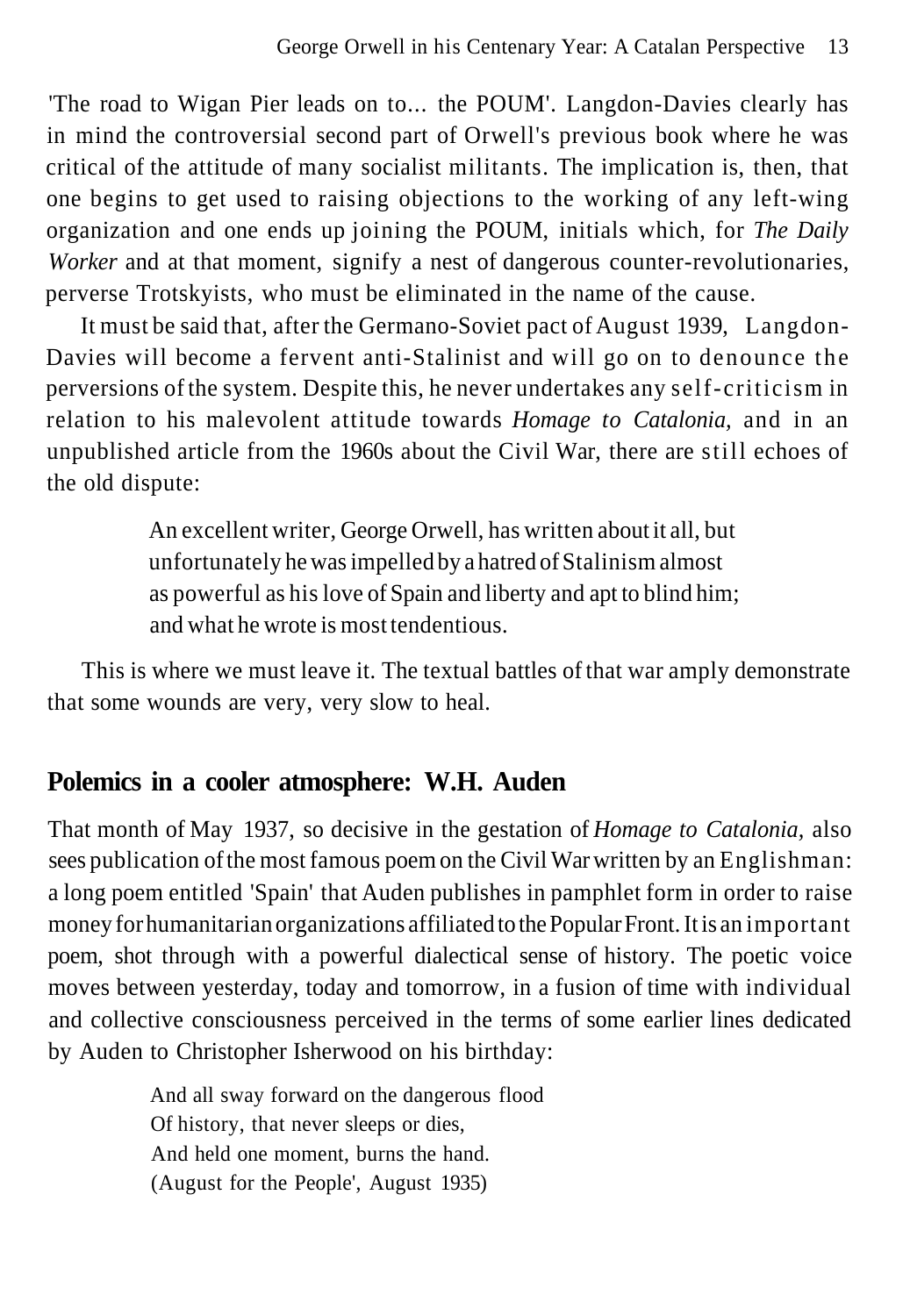'The road to Wigan Pier leads on to... the POUM'. Langdon-Davies clearly has in mind the controversial second part of Orwell's previous book where he was critical of the attitude of many socialist militants. The implication is, then, that one begins to get used to raising objections to the working of any left-wing organization and one ends up joining the POUM, initials which, for *The Daily Worker* and at that moment, signify a nest of dangerous counter-revolutionaries, perverse Trotskyists, who must be eliminated in the name of the cause.

It must be said that, after the Germano-Soviet pact of August 1939, Langdon-Davies will become a fervent anti-Stalinist and will go on to denounce the perversions of the system. Despite this, he never undertakes any self-criticism in relation to his malevolent attitude towards *Homage to Catalonia*, and in an unpublished article from the 1960s about the Civil War, there are still echoes of the old dispute:

> An excellent writer, George Orwell, has written about it all, but unfortunately he was impelled by a hatred of Stalinism almost as powerful as his love of Spain and liberty and apt to blind him; and what he wrote is most tendentious.

This is where we must leave it. The textual battles of that war amply demonstrate that some wounds are very, very slow to heal.

## Polemics in a cooler atmosphere: W.H. Auden

That month of May 1937, so decisive in the gestation of *Homage to Catalonia*, also sees publication of the most famous poem on the Civil War written by an Englishman: a long poem entitled 'Spain' that Auden publishes in pamphlet form in order to raise money for humanitarian organizations affiliated to the Popular Front. It is an important poem, shot through with a powerful dialectical sense of history. The poetic voice moves between yesterday, today and tomorrow, in a fusion of time with individual and collective consciousness perceived in the terms of some earlier lines dedicated by Auden to Christopher Isherwood on his birthday:

> And all sway forward on the dangerous flood
> Of history, that never sleeps or dies,
> And held one moment, burns the hand.
> (August for the People', August 1935)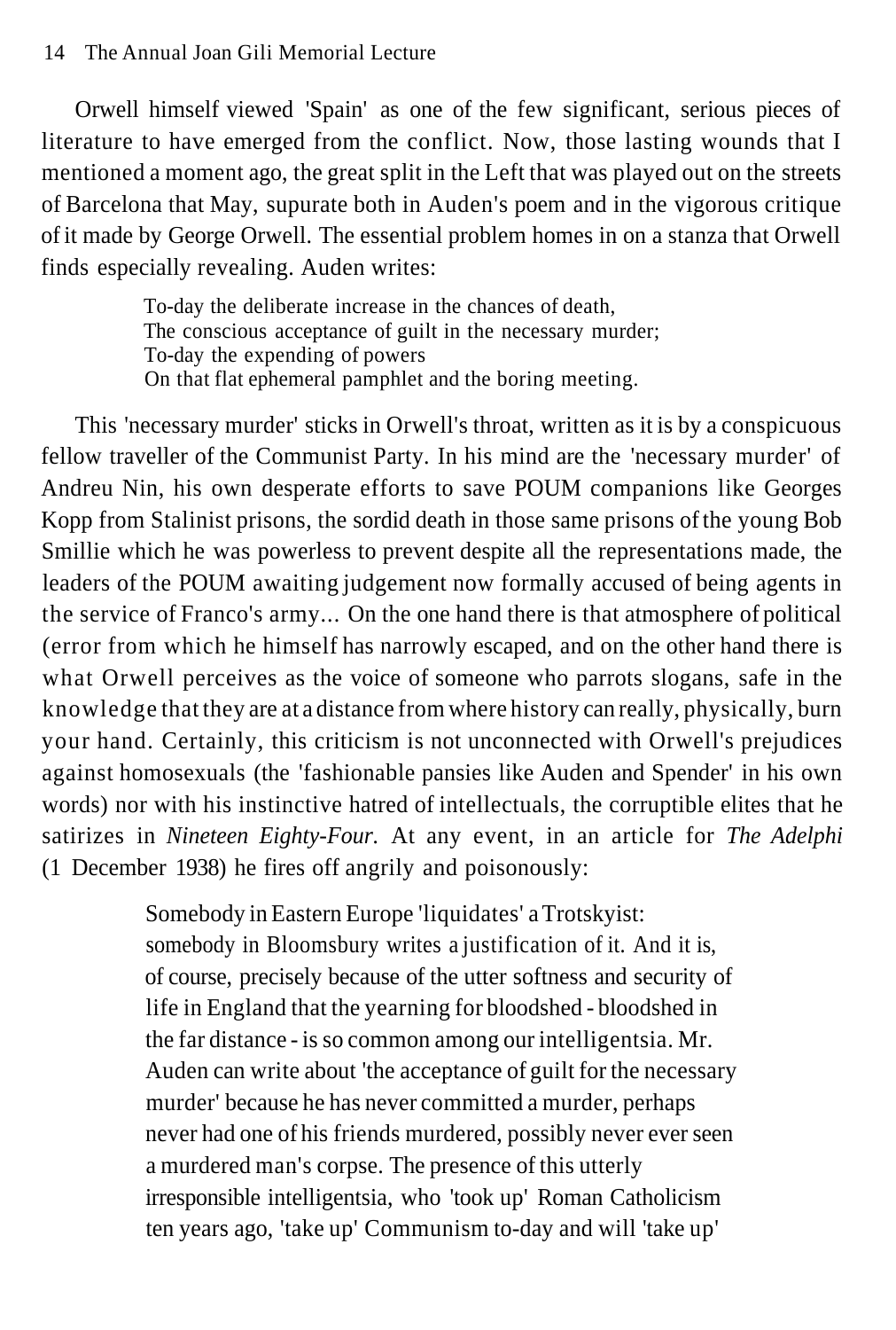Orwell himself viewed 'Spain' as one of the few significant, serious pieces of literature to have emerged from the conflict. Now, those lasting wounds that I mentioned a moment ago, the great split in the Left that was played out on the streets of Barcelona that May, supurate both in Auden's poem and in the vigorous critique of it made by George Orwell. The essential problem homes in on a stanza that Orwell finds especially revealing. Auden writes:

> To-day the deliberate increase in the chances of death,
> The conscious acceptance of guilt in the necessary murder;
> To-day the expending of powers
> On that flat ephemeral pamphlet and the boring meeting.

This 'necessary murder' sticks in Orwell's throat, written as it is by a conspicuous fellow traveller of the Communist Party. In his mind are the 'necessary murder' of Andreu Nin, his own desperate efforts to save POUM companions like Georges Kopp from Stalinist prisons, the sordid death in those same prisons of the young Bob Smillie which he was powerless to prevent despite all the representations made, the leaders of the POUM awaiting judgement now formally accused of being agents in the service of Franco's army... On the one hand there is that atmosphere of political (error from which he himself has narrowly escaped, and on the other hand there is what Orwell perceives as the voice of someone who parrots slogans, safe in the knowledge that they are at a distance from where history can really, physically, burn your hand. Certainly, this criticism is not unconnected with Orwell's prejudices against homosexuals (the 'fashionable pansies like Auden and Spender' in his own words) nor with his instinctive hatred of intellectuals, the corruptible elites that he satirizes in *Nineteen Eighty-Four.* At any event, in an article for *The Adelphi* (1 December 1938) he fires off angrily and poisonously:

> Somebody in Eastern Europe 'liquidates' a Trotskyist: somebody in Bloomsbury writes a justification of it. And it is, of course, precisely because of the utter softness and security of life in England that the yearning for bloodshed - bloodshed in the far distance - is so common among our intelligentsia. Mr. Auden can write about 'the acceptance of guilt for the necessary murder' because he has never committed a murder, perhaps never had one of his friends murdered, possibly never ever seen a murdered man's corpse. The presence of this utterly irresponsible intelligentsia, who 'took up' Roman Catholicism ten years ago, 'take up' Communism to-day and will 'take up'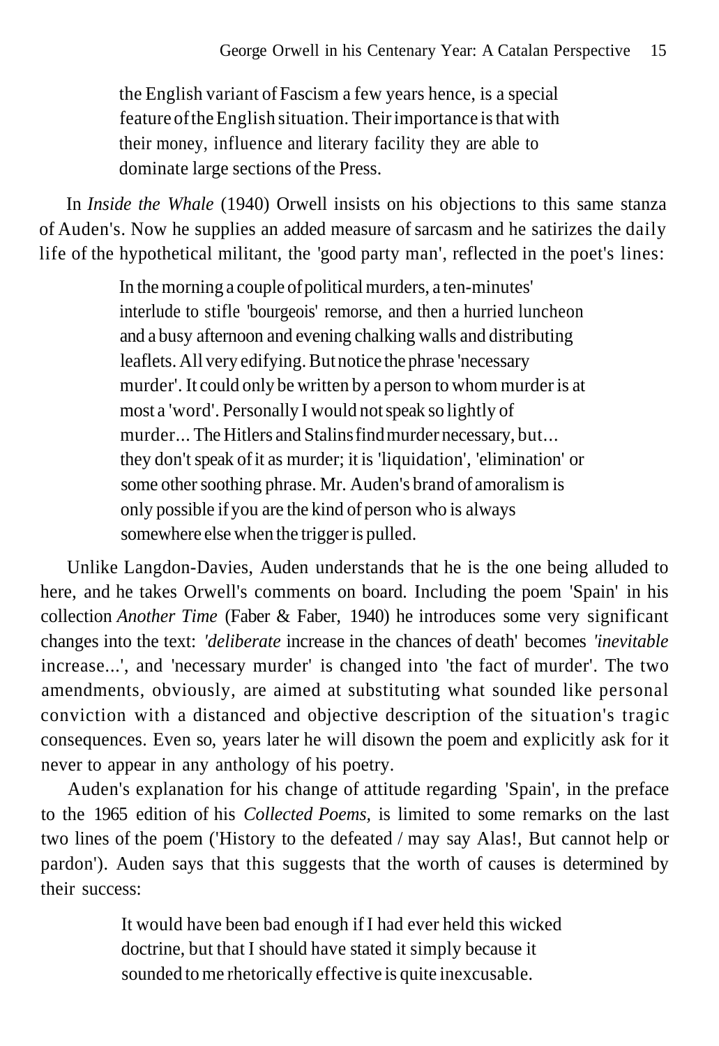> the English variant of Fascism a few years hence, is a special feature of the English situation. Their importance is that with their money, influence and literary facility they are able to dominate large sections of the Press.

In *Inside the Whale* (1940) Orwell insists on his objections to this same stanza of Auden's. Now he supplies an added measure of sarcasm and he satirizes the daily life of the hypothetical militant, the 'good party man', reflected in the poet's lines:

> In the morning a couple of political murders, a ten-minutes' interlude to stifle 'bourgeois' remorse, and then a hurried luncheon and a busy afternoon and evening chalking walls and distributing leaflets. All very edifying. But notice the phrase 'necessary murder'. It could only be written by a person to whom murder is at most a 'word'. Personally I would not speak so lightly of murder... The Hitlers and Stalins find murder necessary, but... they don't speak of it as murder; it is 'liquidation', 'elimination' or some other soothing phrase. Mr. Auden's brand of amoralism is only possible if you are the kind of person who is always somewhere else when the trigger is pulled.

Unlike Langdon-Davies, Auden understands that he is the one being alluded to here, and he takes Orwell's comments on board. Including the poem 'Spain' in his collection *Another Time* (Faber & Faber, 1940) he introduces some very significant changes into the text: *'deliberate* increase in the chances of death' becomes *'inevitable* increase...', and 'necessary murder' is changed into 'the fact of murder'. The two amendments, obviously, are aimed at substituting what sounded like personal conviction with a distanced and objective description of the situation's tragic consequences. Even so, years later he will disown the poem and explicitly ask for it never to appear in any anthology of his poetry.

Auden's explanation for his change of attitude regarding 'Spain', in the preface to the 1965 edition of his *Collected Poems,* is limited to some remarks on the last two lines of the poem ('History to the defeated / may say Alas!, But cannot help or pardon'). Auden says that this suggests that the worth of causes is determined by their success:

> It would have been bad enough if I had ever held this wicked doctrine, but that I should have stated it simply because it sounded to me rhetorically effective is quite inexcusable.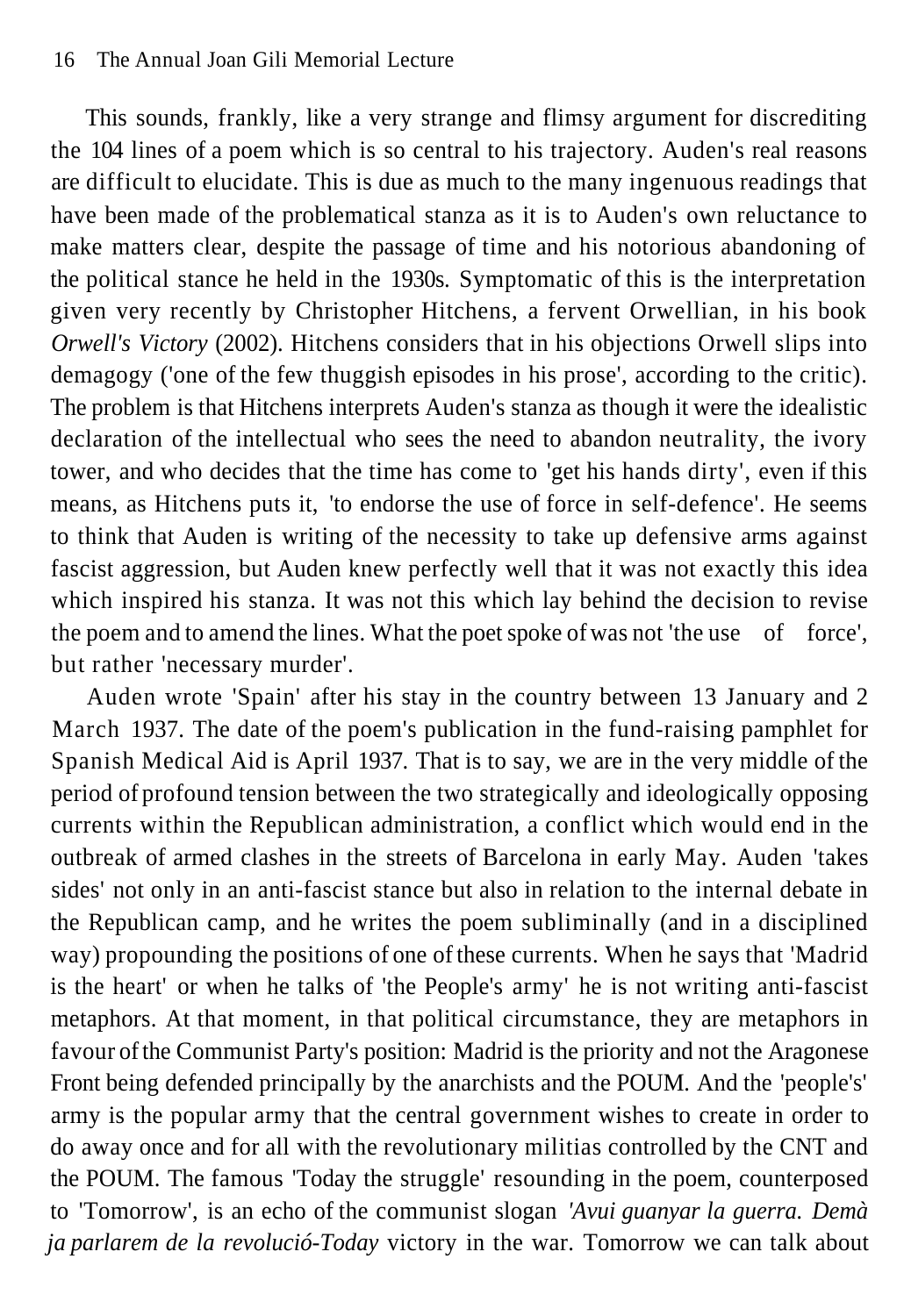This sounds, frankly, like a very strange and flimsy argument for discrediting the 104 lines of a poem which is so central to his trajectory. Auden's real reasons are difficult to elucidate. This is due as much to the many ingenuous readings that have been made of the problematical stanza as it is to Auden's own reluctance to make matters clear, despite the passage of time and his notorious abandoning of the political stance he held in the 1930s. Symptomatic of this is the interpretation given very recently by Christopher Hitchens, a fervent Orwellian, in his book *Orwell's Victory* (2002). Hitchens considers that in his objections Orwell slips into demagogy ('one of the few thuggish episodes in his prose', according to the critic). The problem is that Hitchens interprets Auden's stanza as though it were the idealistic declaration of the intellectual who sees the need to abandon neutrality, the ivory tower, and who decides that the time has come to 'get his hands dirty', even if this means, as Hitchens puts it, 'to endorse the use of force in self-defence'. He seems to think that Auden is writing of the necessity to take up defensive arms against fascist aggression, but Auden knew perfectly well that it was not exactly this idea which inspired his stanza. It was not this which lay behind the decision to revise the poem and to amend the lines. What the poet spoke of was not 'the use of force', but rather 'necessary murder'.

Auden wrote 'Spain' after his stay in the country between 13 January and 2 March 1937. The date of the poem's publication in the fund-raising pamphlet for Spanish Medical Aid is April 1937. That is to say, we are in the very middle of the period of profound tension between the two strategically and ideologically opposing currents within the Republican administration, a conflict which would end in the outbreak of armed clashes in the streets of Barcelona in early May. Auden 'takes sides' not only in an anti-fascist stance but also in relation to the internal debate in the Republican camp, and he writes the poem subliminally (and in a disciplined way) propounding the positions of one of these currents. When he says that 'Madrid is the heart' or when he talks of 'the People's army' he is not writing anti-fascist metaphors. At that moment, in that political circumstance, they are metaphors in favour of the Communist Party's position: Madrid is the priority and not the Aragonese Front being defended principally by the anarchists and the POUM. And the 'people's' army is the popular army that the central government wishes to create in order to do away once and for all with the revolutionary militias controlled by the CNT and the POUM. The famous 'Today the struggle' resounding in the poem, counterposed to 'Tomorrow', is an echo of the communist slogan *'Avui guanyar la guerra. Demà ja parlarem de la revolució-Today* victory in the war. Tomorrow we can talk about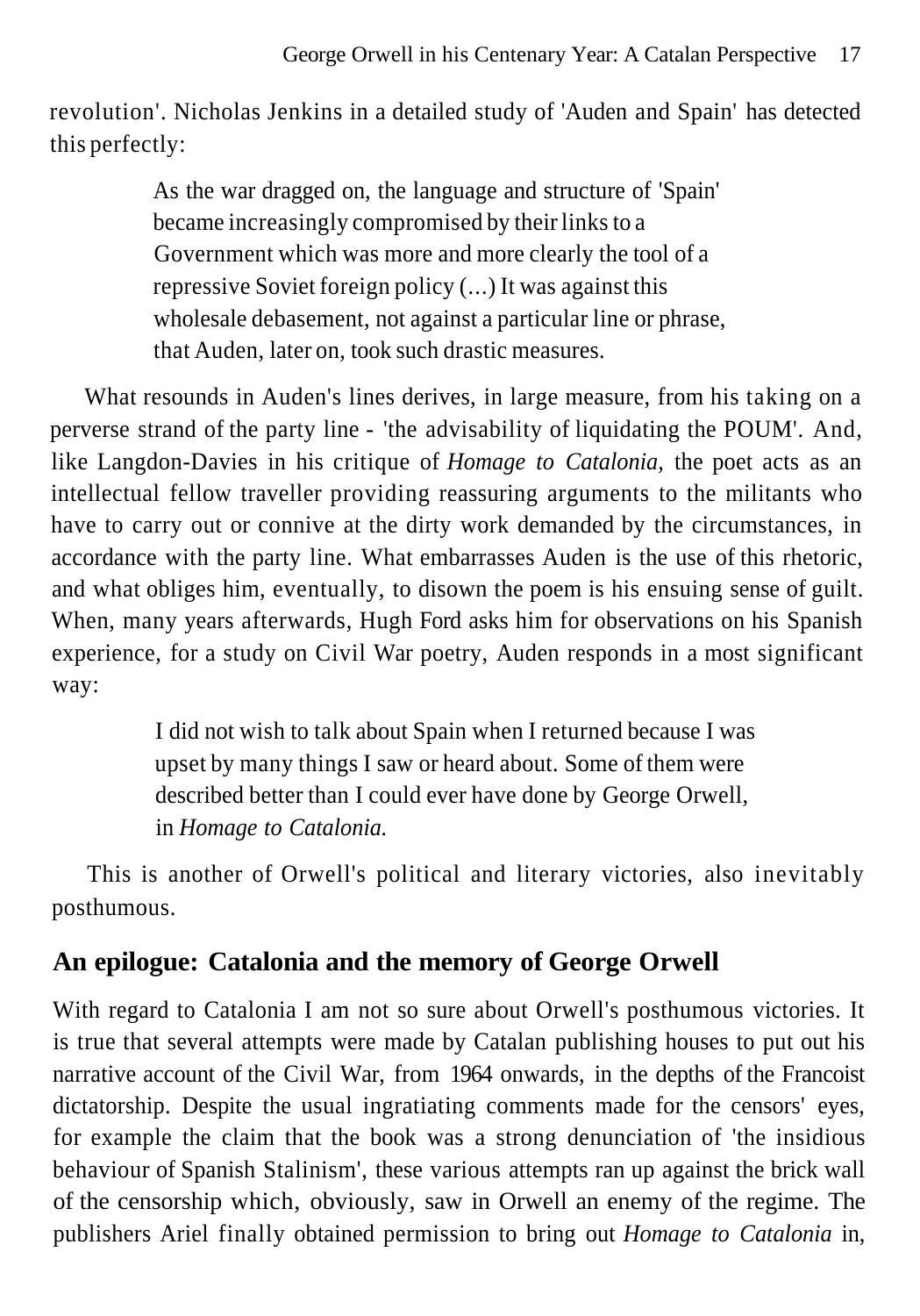revolution'. Nicholas Jenkins in a detailed study of 'Auden and Spain' has detected this perfectly:

> As the war dragged on, the language and structure of 'Spain' became increasingly compromised by their links to a Government which was more and more clearly the tool of a repressive Soviet foreign policy (...) It was against this wholesale debasement, not against a particular line or phrase, that Auden, later on, took such drastic measures.

What resounds in Auden's lines derives, in large measure, from his taking on a perverse strand of the party line - 'the advisability of liquidating the POUM'. And, like Langdon-Davies in his critique of *Homage to Catalonia,* the poet acts as an intellectual fellow traveller providing reassuring arguments to the militants who have to carry out or connive at the dirty work demanded by the circumstances, in accordance with the party line. What embarrasses Auden is the use of this rhetoric, and what obliges him, eventually, to disown the poem is his ensuing sense of guilt. When, many years afterwards, Hugh Ford asks him for observations on his Spanish experience, for a study on Civil War poetry, Auden responds in a most significant way:

> I did not wish to talk about Spain when I returned because I was upset by many things I saw or heard about. Some of them were described better than I could ever have done by George Orwell, in *Homage to Catalonia.*

This is another of Orwell's political and literary victories, also inevitably posthumous.

## An epilogue: Catalonia and the memory of George Orwell

With regard to Catalonia I am not so sure about Orwell's posthumous victories. It is true that several attempts were made by Catalan publishing houses to put out his narrative account of the Civil War, from 1964 onwards, in the depths of the Francoist dictatorship. Despite the usual ingratiating comments made for the censors' eyes, for example the claim that the book was a strong denunciation of 'the insidious behaviour of Spanish Stalinism', these various attempts ran up against the brick wall of the censorship which, obviously, saw in Orwell an enemy of the regime. The publishers Ariel finally obtained permission to bring out *Homage to Catalonia* in,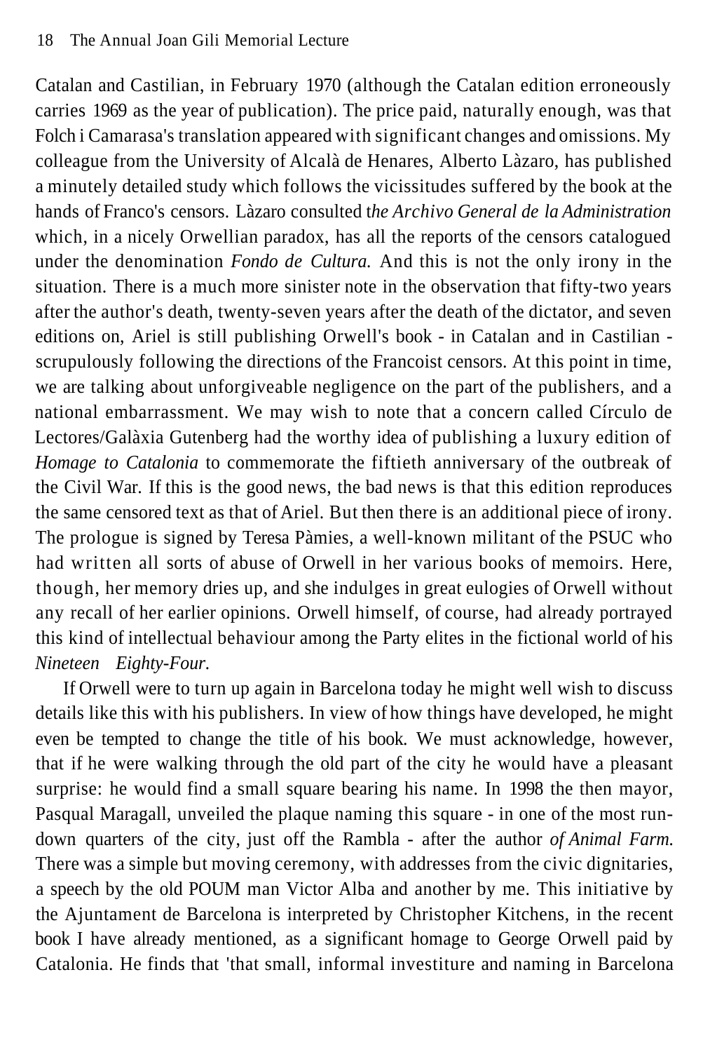Catalan and Castilian, in February 1970 (although the Catalan edition erroneously carries 1969 as the year of publication). The price paid, naturally enough, was that Folch i Camarasa's translation appeared with significant changes and omissions. My colleague from the University of Alcalà de Henares, Alberto Làzaro, has published a minutely detailed study which follows the vicissitudes suffered by the book at the hands of Franco's censors. Làzaro consulted t*he Archivo General de la Administration* which, in a nicely Orwellian paradox, has all the reports of the censors catalogued under the denomination *Fondo de Cultura.* And this is not the only irony in the situation. There is a much more sinister note in the observation that fifty-two years after the author's death, twenty-seven years after the death of the dictator, and seven editions on, Ariel is still publishing Orwell's book - in Catalan and in Castilian - scrupulously following the directions of the Francoist censors. At this point in time, we are talking about unforgiveable negligence on the part of the publishers, and a national embarrassment. We may wish to note that a concern called Círculo de Lectores/Galàxia Gutenberg had the worthy idea of publishing a luxury edition of *Homage to Catalonia* to commemorate the fiftieth anniversary of the outbreak of the Civil War. If this is the good news, the bad news is that this edition reproduces the same censored text as that of Ariel. But then there is an additional piece of irony. The prologue is signed by Teresa Pàmies, a well-known militant of the PSUC who had written all sorts of abuse of Orwell in her various books of memoirs. Here, though, her memory dries up, and she indulges in great eulogies of Orwell without any recall of her earlier opinions. Orwell himself, of course, had already portrayed this kind of intellectual behaviour among the Party elites in the fictional world of his *Nineteen Eighty-Four.*

If Orwell were to turn up again in Barcelona today he might well wish to discuss details like this with his publishers. In view of how things have developed, he might even be tempted to change the title of his book. We must acknowledge, however, that if he were walking through the old part of the city he would have a pleasant surprise: he would find a small square bearing his name. In 1998 the then mayor, Pasqual Maragall, unveiled the plaque naming this square - in one of the most run-down quarters of the city, just off the Rambla - after the author *of Animal Farm.* There was a simple but moving ceremony, with addresses from the civic dignitaries, a speech by the old POUM man Victor Alba and another by me. This initiative by the Ajuntament de Barcelona is interpreted by Christopher Kitchens, in the recent book I have already mentioned, as a significant homage to George Orwell paid by Catalonia. He finds that 'that small, informal investiture and naming in Barcelona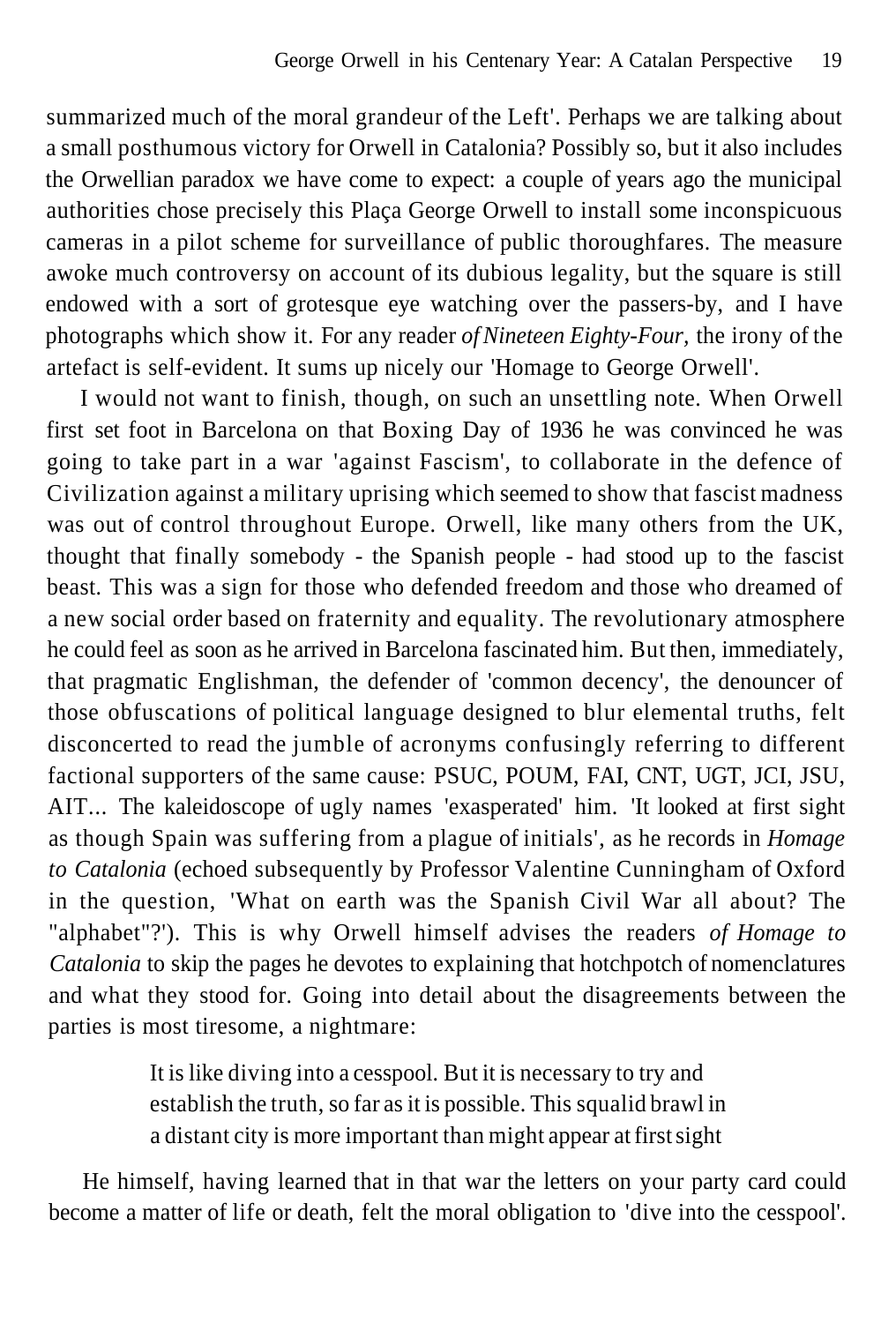summarized much of the moral grandeur of the Left'. Perhaps we are talking about a small posthumous victory for Orwell in Catalonia? Possibly so, but it also includes the Orwellian paradox we have come to expect: a couple of years ago the municipal authorities chose precisely this Plaça George Orwell to install some inconspicuous cameras in a pilot scheme for surveillance of public thoroughfares. The measure awoke much controversy on account of its dubious legality, but the square is still endowed with a sort of grotesque eye watching over the passers-by, and I have photographs which show it. For any reader *of Nineteen Eighty-Four,* the irony of the artefact is self-evident. It sums up nicely our 'Homage to George Orwell'.

I would not want to finish, though, on such an unsettling note. When Orwell first set foot in Barcelona on that Boxing Day of 1936 he was convinced he was going to take part in a war 'against Fascism', to collaborate in the defence of Civilization against a military uprising which seemed to show that fascist madness was out of control throughout Europe. Orwell, like many others from the UK, thought that finally somebody - the Spanish people - had stood up to the fascist beast. This was a sign for those who defended freedom and those who dreamed of a new social order based on fraternity and equality. The revolutionary atmosphere he could feel as soon as he arrived in Barcelona fascinated him. But then, immediately, that pragmatic Englishman, the defender of 'common decency', the denouncer of those obfuscations of political language designed to blur elemental truths, felt disconcerted to read the jumble of acronyms confusingly referring to different factional supporters of the same cause: PSUC, POUM, FAI, CNT, UGT, JCI, JSU, AIT... The kaleidoscope of ugly names 'exasperated' him. 'It looked at first sight as though Spain was suffering from a plague of initials', as he records in *Homage to Catalonia* (echoed subsequently by Professor Valentine Cunningham of Oxford in the question, 'What on earth was the Spanish Civil War all about? The "alphabet"?'). This is why Orwell himself advises the readers *of Homage to Catalonia* to skip the pages he devotes to explaining that hotchpotch of nomenclatures and what they stood for. Going into detail about the disagreements between the parties is most tiresome, a nightmare:

> It is like diving into a cesspool. But it is necessary to try and establish the truth, so far as it is possible. This squalid brawl in a distant city is more important than might appear at first sight

He himself, having learned that in that war the letters on your party card could become a matter of life or death, felt the moral obligation to 'dive into the cesspool'.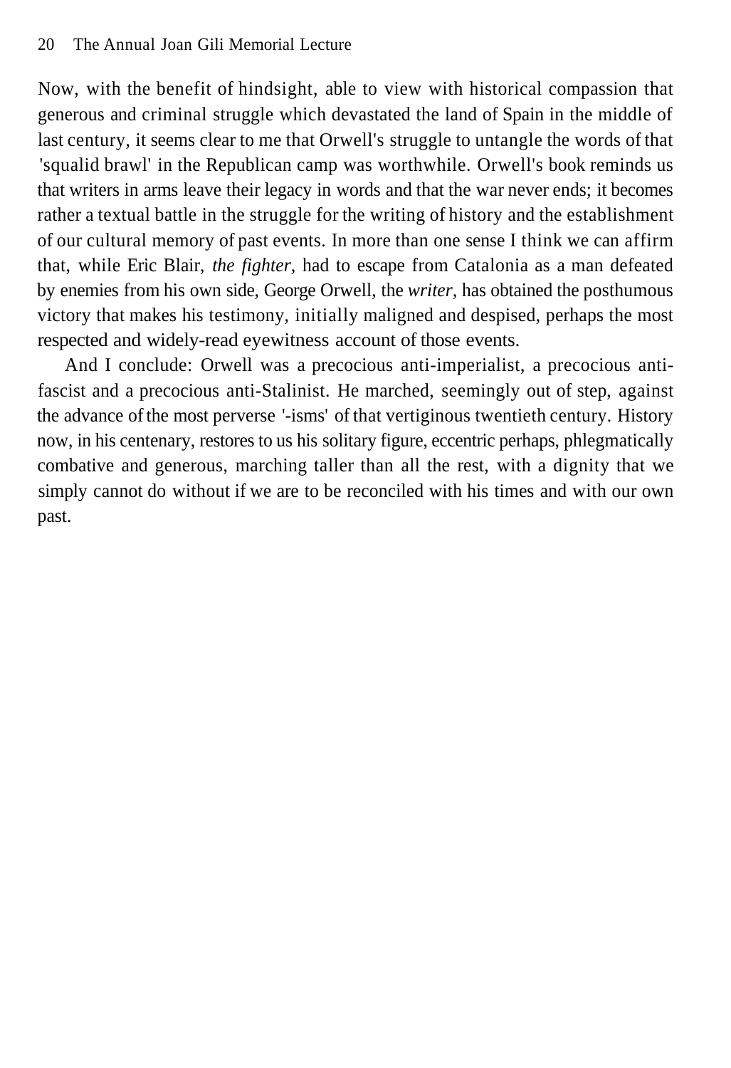Now, with the benefit of hindsight, able to view with historical compassion that generous and criminal struggle which devastated the land of Spain in the middle of last century, it seems clear to me that Orwell's struggle to untangle the words of that 'squalid brawl' in the Republican camp was worthwhile. Orwell's book reminds us that writers in arms leave their legacy in words and that the war never ends; it becomes rather a textual battle in the struggle for the writing of history and the establishment of our cultural memory of past events. In more than one sense I think we can affirm that, while Eric Blair, *the fighter*, had to escape from Catalonia as a man defeated by enemies from his own side, George Orwell, the *writer*, has obtained the posthumous victory that makes his testimony, initially maligned and despised, perhaps the most respected and widely-read eyewitness account of those events.

And I conclude: Orwell was a precocious anti-imperialist, a precocious anti-fascist and a precocious anti-Stalinist. He marched, seemingly out of step, against the advance of the most perverse '-isms' of that vertiginous twentieth century. History now, in his centenary, restores to us his solitary figure, eccentric perhaps, phlegmatically combative and generous, marching taller than all the rest, with a dignity that we simply cannot do without if we are to be reconciled with his times and with our own past.